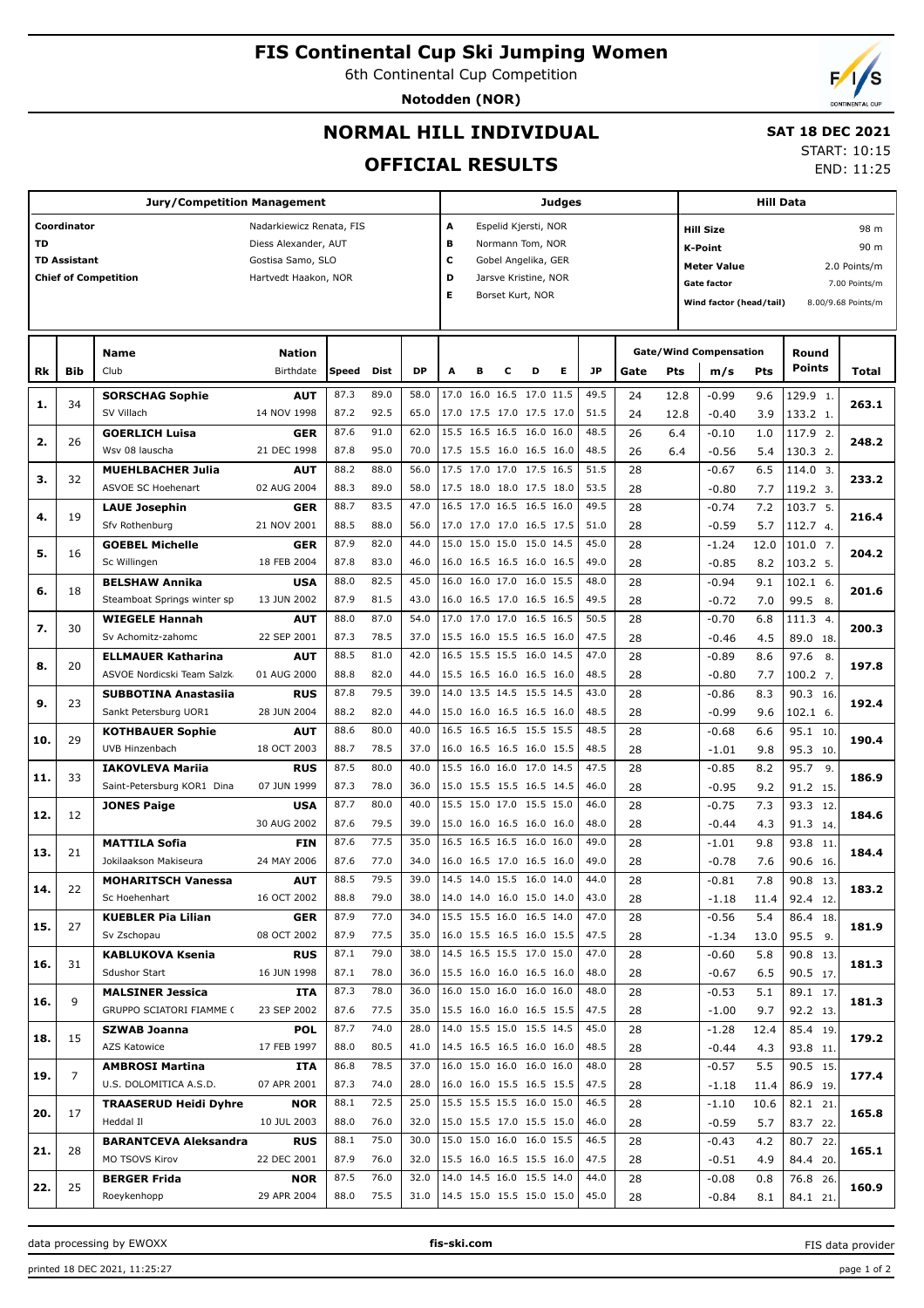# FIS Continental Cup Ski Jumping Women

6th Continental Cup Competition

**Notodden (NOR)**

## NORMAL HILL INDIVIDUAL

## OFFICIAL RESULTS

**SAT 18 DEC 2021**

START: 10:15

END: 11:25

| Jury/Competition Management | | Judges | | Hill Data | |
|---|---|---|---|---|---|
| Coordinator | Nadarkiewicz Renata, FIS | A | Espelid Kjersti, NOR | Hill Size | 98 m |
| TD | Diess Alexander, AUT | B | Normann Tom, NOR | K-Point | 90 m |
| TD Assistant | Gostisa Samo, SLO | C | Gobel Angelika, GER | Meter Value | 2.0 Points/m |
| Chief of Competition | Hartvedt Haakon, NOR | D | Jarsve Kristine, NOR | Gate factor | 7.00 Points/m |
| | | E | Borset Kurt, NOR | Wind factor (head/tail) | 8.00/9.68 Points/m |

| Rk | Bib | Name / Club | Nation / Birthdate | Speed | Dist | DP | A | B | C | D | E | JP | Gate | Pts | m/s | Pts | Round Points | Total |
|---|---|---|---|---|---|---|---|---|---|---|---|---|---|---|---|---|---|---|
| 1. | 34 | **SORSCHAG Sophie** | **AUT** | 87.3 | 89.0 | 58.0 | 17.0 | 16.0 | 16.5 | 17.0 | 11.5 | 49.5 | 24 | 12.8 | -0.99 | 9.6 | 129.9 1. | 263.1 |
| | | SV Villach | 14 NOV 1998 | 87.2 | 92.5 | 65.0 | 17.0 | 17.5 | 17.0 | 17.5 | 17.0 | 51.5 | 24 | 12.8 | -0.40 | 3.9 | 133.2 1. | |
| 2. | 26 | **GOERLICH Luisa** | **GER** | 87.6 | 91.0 | 62.0 | 15.5 | 16.5 | 16.5 | 16.0 | 16.0 | 48.5 | 26 | 6.4 | -0.10 | 1.0 | 117.9 2. | 248.2 |
| | | Wsv 08 lauscha | 21 DEC 1998 | 87.8 | 95.0 | 70.0 | 17.5 | 15.5 | 16.0 | 16.5 | 16.0 | 48.5 | 26 | 6.4 | -0.56 | 5.4 | 130.3 2. | |
| 3. | 32 | **MUEHLBACHER Julia** | **AUT** | 88.2 | 88.0 | 56.0 | 17.5 | 17.0 | 17.0 | 17.5 | 16.5 | 51.5 | 28 | | -0.67 | 6.5 | 114.0 3. | 233.2 |
| | | ASVOE SC Hoehenart | 02 AUG 2004 | 88.3 | 89.0 | 58.0 | 17.5 | 18.0 | 18.0 | 17.5 | 18.0 | 53.5 | 28 | | -0.80 | 7.7 | 119.2 3. | |
| 4. | 19 | **LAUE Josephin** | **GER** | 88.7 | 83.5 | 47.0 | 16.5 | 17.0 | 16.5 | 16.5 | 16.0 | 49.5 | 28 | | -0.74 | 7.2 | 103.7 5. | 216.4 |
| | | Sfv Rothenburg | 21 NOV 2001 | 88.5 | 88.0 | 56.0 | 17.0 | 17.0 | 17.0 | 16.5 | 17.5 | 51.0 | 28 | | -0.59 | 5.7 | 112.7 4. | |
| 5. | 16 | **GOEBEL Michelle** | **GER** | 87.9 | 82.0 | 44.0 | 15.0 | 15.0 | 15.0 | 15.0 | 14.5 | 45.0 | 28 | | -1.24 | 12.0 | 101.0 7. | 204.2 |
| | | Sc Willingen | 18 FEB 2004 | 87.8 | 83.0 | 46.0 | 16.0 | 16.5 | 16.5 | 16.0 | 16.5 | 49.0 | 28 | | -0.85 | 8.2 | 103.2 5. | |
| 6. | 18 | **BELSHAW Annika** | **USA** | 88.0 | 82.5 | 45.0 | 16.0 | 16.0 | 17.0 | 16.0 | 15.5 | 48.0 | 28 | | -0.94 | 9.1 | 102.1 6. | 201.6 |
| | | Steamboat Springs winter sp | 13 JUN 2002 | 87.9 | 81.5 | 43.0 | 16.0 | 16.5 | 17.0 | 16.5 | 16.5 | 49.5 | 28 | | -0.72 | 7.0 | 99.5 8. | |
| 7. | 30 | **WIEGELE Hannah** | **AUT** | 88.0 | 87.0 | 54.0 | 17.0 | 17.0 | 17.0 | 16.5 | 16.5 | 50.5 | 28 | | -0.70 | 6.8 | 111.3 4. | 200.3 |
| | | Sv Achomitz-zahomc | 22 SEP 2001 | 87.3 | 78.5 | 37.0 | 15.5 | 16.0 | 15.5 | 16.5 | 16.0 | 47.5 | 28 | | -0.46 | 4.5 | 89.0 18. | |
| 8. | 20 | **ELLMAUER Katharina** | **AUT** | 88.5 | 81.0 | 42.0 | 16.5 | 15.5 | 15.5 | 16.0 | 14.5 | 47.0 | 28 | | -0.89 | 8.6 | 97.6 8. | 197.8 |
| | | ASVOE Nordicski Team Salzk | 01 AUG 2000 | 88.8 | 82.0 | 44.0 | 15.5 | 16.5 | 16.0 | 16.5 | 16.0 | 48.5 | 28 | | -0.80 | 7.7 | 100.2 7. | |
| 9. | 23 | **SUBBOTINA Anastasiia** | **RUS** | 87.8 | 79.5 | 39.0 | 14.0 | 13.5 | 14.5 | 15.5 | 14.5 | 43.0 | 28 | | -0.86 | 8.3 | 90.3 16. | 192.4 |
| | | Sankt Petersburg UOR1 | 28 JUN 2004 | 88.2 | 82.0 | 44.0 | 15.0 | 16.0 | 16.5 | 16.5 | 16.0 | 48.5 | 28 | | -0.99 | 9.6 | 102.1 6. | |
| 10. | 29 | **KOTHBAUER Sophie** | **AUT** | 88.6 | 80.0 | 40.0 | 16.5 | 16.5 | 16.5 | 15.5 | 15.5 | 48.5 | 28 | | -0.68 | 6.6 | 95.1 10. | 190.4 |
| | | UVB Hinzenbach | 18 OCT 2003 | 88.7 | 78.5 | 37.0 | 16.0 | 16.5 | 16.5 | 16.0 | 15.5 | 48.5 | 28 | | -1.01 | 9.8 | 95.3 10. | |
| 11. | 33 | **IAKOVLEVA Mariia** | **RUS** | 87.5 | 80.0 | 40.0 | 15.5 | 16.0 | 16.0 | 17.0 | 14.5 | 47.5 | 28 | | -0.85 | 8.2 | 95.7 9. | 186.9 |
| | | Saint-Petersburg KOR1 Dina | 07 JUN 1999 | 87.3 | 78.0 | 36.0 | 15.0 | 15.5 | 15.5 | 16.5 | 14.5 | 46.0 | 28 | | -0.95 | 9.2 | 91.2 15. | |
| 12. | 12 | **JONES Paige** | **USA** | 87.7 | 80.0 | 40.0 | 15.5 | 15.0 | 17.0 | 15.5 | 15.0 | 46.0 | 28 | | -0.75 | 7.3 | 93.3 12. | 184.6 |
| | | | 30 AUG 2002 | 87.6 | 79.5 | 39.0 | 15.0 | 16.0 | 16.5 | 16.0 | 16.0 | 48.0 | 28 | | -0.44 | 4.3 | 91.3 14. | |
| 13. | 21 | **MATTILA Sofia** | **FIN** | 87.6 | 77.5 | 35.0 | 16.5 | 16.5 | 16.5 | 16.0 | 16.0 | 49.0 | 28 | | -1.01 | 9.8 | 93.8 11. | 184.4 |
| | | Jokilaakson Makiseura | 24 MAY 2006 | 87.6 | 77.0 | 34.0 | 16.0 | 16.5 | 17.0 | 16.5 | 16.0 | 49.0 | 28 | | -0.78 | 7.6 | 90.6 16. | |
| 14. | 22 | **MOHARITSCH Vanessa** | **AUT** | 88.5 | 79.5 | 39.0 | 14.5 | 14.0 | 15.5 | 16.0 | 14.0 | 44.0 | 28 | | -0.81 | 7.8 | 90.8 13. | 183.2 |
| | | Sc Hoehenhart | 16 OCT 2002 | 88.8 | 79.0 | 38.0 | 14.0 | 14.0 | 16.0 | 15.0 | 14.0 | 43.0 | 28 | | -1.18 | 11.4 | 92.4 12. | |
| 15. | 27 | **KUEBLER Pia Lilian** | **GER** | 87.9 | 77.0 | 34.0 | 15.5 | 15.5 | 16.0 | 16.5 | 14.0 | 47.0 | 28 | | -0.56 | 5.4 | 86.4 18. | 181.9 |
| | | Sv Zschopau | 08 OCT 2002 | 87.9 | 77.5 | 35.0 | 16.0 | 15.5 | 16.5 | 16.0 | 15.5 | 47.5 | 28 | | -1.34 | 13.0 | 95.5 9. | |
| 16. | 31 | **KABLUKOVA Ksenia** | **RUS** | 87.1 | 79.0 | 38.0 | 14.5 | 16.5 | 15.5 | 17.0 | 15.0 | 47.0 | 28 | | -0.60 | 5.8 | 90.8 13. | 181.3 |
| | | Sdushor Start | 16 JUN 1998 | 87.1 | 78.0 | 36.0 | 15.5 | 16.0 | 16.0 | 16.5 | 16.0 | 48.0 | 28 | | -0.67 | 6.5 | 90.5 17. | |
| 16. | 9 | **MALSINER Jessica** | **ITA** | 87.3 | 78.0 | 36.0 | 16.0 | 15.0 | 16.0 | 16.0 | 16.0 | 48.0 | 28 | | -0.53 | 5.1 | 89.1 17. | 181.3 |
| | | GRUPPO SCIATORI FIAMME ( | 23 SEP 2002 | 87.6 | 77.5 | 35.0 | 15.5 | 16.0 | 16.0 | 16.5 | 15.5 | 47.5 | 28 | | -1.00 | 9.7 | 92.2 13. | |
| 18. | 15 | **SZWAB Joanna** | **POL** | 87.7 | 74.0 | 28.0 | 14.0 | 15.5 | 15.0 | 15.5 | 14.5 | 45.0 | 28 | | -1.28 | 12.4 | 85.4 19. | 179.2 |
| | | AZS Katowice | 17 FEB 1997 | 88.0 | 80.5 | 41.0 | 14.5 | 16.5 | 16.5 | 16.0 | 16.0 | 48.5 | 28 | | -0.44 | 4.3 | 93.8 11. | |
| 19. | 7 | **AMBROSI Martina** | **ITA** | 86.8 | 78.5 | 37.0 | 16.0 | 15.0 | 16.0 | 16.0 | 16.0 | 48.0 | 28 | | -0.57 | 5.5 | 90.5 15. | 177.4 |
| | | U.S. DOLOMITICA A.S.D. | 07 APR 2001 | 87.3 | 74.0 | 28.0 | 16.0 | 16.0 | 15.5 | 16.5 | 15.5 | 47.5 | 28 | | -1.18 | 11.4 | 86.9 19. | |
| 20. | 17 | **TRAASERUD Heidi Dyhre** | **NOR** | 88.1 | 72.5 | 25.0 | 15.5 | 15.5 | 15.5 | 16.0 | 15.0 | 46.5 | 28 | | -1.10 | 10.6 | 82.1 21. | 165.8 |
| | | Heddal Il | 10 JUL 2003 | 88.0 | 76.0 | 32.0 | 15.0 | 15.5 | 17.0 | 15.5 | 15.0 | 46.0 | 28 | | -0.59 | 5.7 | 83.7 22. | |
| 21. | 28 | **BARANTCEVA Aleksandra** | **RUS** | 88.1 | 75.0 | 30.0 | 15.0 | 15.0 | 16.0 | 16.0 | 15.5 | 46.5 | 28 | | -0.43 | 4.2 | 80.7 22. | 165.1 |
| | | MO TSOVS Kirov | 22 DEC 2001 | 87.9 | 76.0 | 32.0 | 15.5 | 16.0 | 16.5 | 15.5 | 16.0 | 47.5 | 28 | | -0.51 | 4.9 | 84.4 20. | |
| 22. | 25 | **BERGER Frida** | **NOR** | 87.5 | 76.0 | 32.0 | 14.0 | 14.5 | 16.0 | 15.5 | 14.0 | 44.0 | 28 | | -0.08 | 0.8 | 76.8 26. | 160.9 |
| | | Roeykenhopp | 29 APR 2004 | 88.0 | 75.5 | 31.0 | 14.5 | 15.0 | 15.5 | 15.0 | 15.0 | 45.0 | 28 | | -0.84 | 8.1 | 84.1 21. | |

data processing by EWOXX | fis-ski.com | FIS data provider

printed 18 DEC 2021, 11:25:27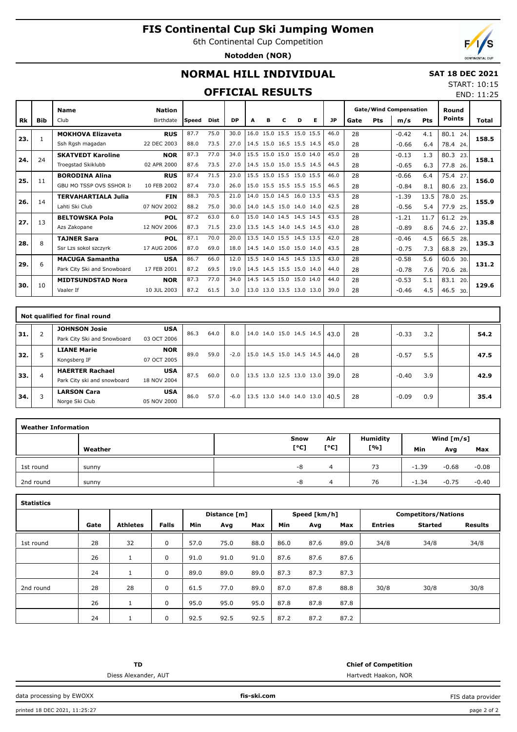# FIS Continental Cup Ski Jumping Women

6th Continental Cup Competition

**Notodden (NOR)**

## NORMAL HILL INDIVIDUAL

**SAT 18 DEC 2021**

START: 10:15

END: 11:25

## OFFICIAL RESULTS

| Rk | Bib | Name / Club | Nation / Birthdate | Speed | Dist | DP | A | B | C | D | E | JP | Gate | Pts | m/s | Pts | Round Points | Total |
|---|---|---|---|---|---|---|---|---|---|---|---|---|---|---|---|---|---|---|
| 23. | 1 | **MOKHOVA Elizaveta** | **RUS** | 87.7 | 75.0 | 30.0 | 16.0 | 15.0 | 15.5 | 15.0 | 15.5 | 46.0 | 28 | | -0.42 | 4.1 | 80.1 24. | 158.5 |
| | | Ssh Rgsh magadan | 22 DEC 2003 | 88.0 | 73.5 | 27.0 | 14.5 | 15.0 | 16.5 | 15.5 | 14.5 | 45.0 | 28 | | -0.66 | 6.4 | 78.4 24. | |
| 24. | 24 | **SKATVEDT Karoline** | **NOR** | 87.3 | 77.0 | 34.0 | 15.5 | 15.0 | 15.0 | 15.0 | 14.0 | 45.0 | 28 | | -0.13 | 1.3 | 80.3 23. | 158.1 |
| | | Troegstad Skiklubb | 02 APR 2000 | 87.6 | 73.5 | 27.0 | 14.5 | 15.0 | 15.0 | 15.5 | 14.5 | 44.5 | 28 | | -0.65 | 6.3 | 77.8 26. | |
| 25. | 11 | **BORODINA Alina** | **RUS** | 87.4 | 71.5 | 23.0 | 15.5 | 15.0 | 15.5 | 15.0 | 15.5 | 46.0 | 28 | | -0.66 | 6.4 | 75.4 27. | 156.0 |
| | | GBU MO TSSP OVS SSHOR I: | 10 FEB 2002 | 87.4 | 73.0 | 26.0 | 15.0 | 15.5 | 15.5 | 15.5 | 15.5 | 46.5 | 28 | | -0.84 | 8.1 | 80.6 23. | |
| 26. | 14 | **TERVAHARTIALA Julia** | **FIN** | 88.3 | 70.5 | 21.0 | 14.0 | 15.0 | 14.5 | 16.0 | 13.5 | 43.5 | 28 | | -1.39 | 13.5 | 78.0 25. | 155.9 |
| | | Lahti Ski Club | 07 NOV 2002 | 88.2 | 75.0 | 30.0 | 14.0 | 14.5 | 15.0 | 14.0 | 14.0 | 42.5 | 28 | | -0.56 | 5.4 | 77.9 25. | |
| 27. | 13 | **BELTOWSKA Pola** | **POL** | 87.2 | 63.0 | 6.0 | 15.0 | 14.0 | 14.5 | 14.5 | 14.5 | 43.5 | 28 | | -1.21 | 11.7 | 61.2 29. | 135.8 |
| | | Azs Zakopane | 12 NOV 2006 | 87.3 | 71.5 | 23.0 | 13.5 | 14.5 | 14.0 | 14.5 | 14.5 | 43.0 | 28 | | -0.89 | 8.6 | 74.6 27. | |
| 28. | 8 | **TAJNER Sara** | **POL** | 87.1 | 70.0 | 20.0 | 13.5 | 14.0 | 15.5 | 14.5 | 13.5 | 42.0 | 28 | | -0.46 | 4.5 | 66.5 28. | 135.3 |
| | | Ssr Lzs sokol szczyrk | 17 AUG 2006 | 87.0 | 69.0 | 18.0 | 14.5 | 14.0 | 15.0 | 15.0 | 14.0 | 43.5 | 28 | | -0.75 | 7.3 | 68.8 29. | |
| 29. | 6 | **MACUGA Samantha** | **USA** | 86.7 | 66.0 | 12.0 | 15.5 | 14.0 | 14.5 | 14.5 | 13.5 | 43.0 | 28 | | -0.58 | 5.6 | 60.6 30. | 131.2 |
| | | Park City Ski and Snowboard | 17 FEB 2001 | 87.2 | 69.5 | 19.0 | 14.5 | 14.5 | 15.5 | 15.0 | 14.0 | 44.0 | 28 | | -0.78 | 7.6 | 70.6 28. | |
| 30. | 10 | **MIDTSUNDSTAD Nora** | **NOR** | 87.3 | 77.0 | 34.0 | 14.5 | 14.5 | 15.0 | 15.0 | 14.0 | 44.0 | 28 | | -0.53 | 5.1 | 83.1 20. | 129.6 |
| | | Vaaler If | 10 JUL 2003 | 87.2 | 61.5 | 3.0 | 13.0 | 13.0 | 13.5 | 13.0 | 13.0 | 39.0 | 28 | | -0.46 | 4.5 | 46.5 30. | |

**Not qualified for final round**

| Rk | Bib | Name / Club | Nation / Birthdate | Speed | Dist | DP | A | B | C | D | E | JP | Gate | Pts | m/s | Pts | Round Points | Total |
|---|---|---|---|---|---|---|---|---|---|---|---|---|---|---|---|---|---|---|
| 31. | 2 | **JOHNSON Josie** / Park City Ski and Snowboard | **USA** / 03 OCT 2006 | 86.3 | 64.0 | 8.0 | 14.0 | 14.0 | 15.0 | 14.5 | 14.5 | 43.0 | 28 | | -0.33 | 3.2 | | 54.2 |
| 32. | 5 | **LIANE Marie** / Kongsberg IF | **NOR** / 07 OCT 2005 | 89.0 | 59.0 | -2.0 | 15.0 | 14.5 | 15.0 | 14.5 | 14.5 | 44.0 | 28 | | -0.57 | 5.5 | | 47.5 |
| 33. | 4 | **HAERTER Rachael** / Park City ski and snowboard | **USA** / 18 NOV 2004 | 87.5 | 60.0 | 0.0 | 13.5 | 13.0 | 12.5 | 13.0 | 13.0 | 39.0 | 28 | | -0.40 | 3.9 | | 42.9 |
| 34. | 3 | **LARSON Cara** / Norge Ski Club | **USA** / 05 NOV 2000 | 86.0 | 57.0 | -6.0 | 13.5 | 13.0 | 14.0 | 14.0 | 13.0 | 40.5 | 28 | | -0.09 | 0.9 | | 35.4 |

**Weather Information**

| | Weather | Snow [°C] | Air [°C] | Humidity [%] | Wind [m/s] Min | Avg | Max |
|---|---|---|---|---|---|---|---|
| 1st round | sunny | -8 | 4 | 73 | -1.39 | -0.68 | -0.08 |
| 2nd round | sunny | -8 | 4 | 76 | -1.34 | -0.75 | -0.40 |

**Statistics**

| | Gate | Athletes | Falls | Distance [m] Min | Avg | Max | Speed [km/h] Min | Avg | Max | Competitors/Nations Entries | Started | Results |
|---|---|---|---|---|---|---|---|---|---|---|---|---|
| 1st round | 28 | 32 | 0 | 57.0 | 75.0 | 88.0 | 86.0 | 87.6 | 89.0 | 34/8 | 34/8 | 34/8 |
| | 26 | 1 | 0 | 91.0 | 91.0 | 91.0 | 87.6 | 87.6 | 87.6 | | | |
| | 24 | 1 | 0 | 89.0 | 89.0 | 89.0 | 87.3 | 87.3 | 87.3 | | | |
| 2nd round | 28 | 28 | 0 | 61.5 | 77.0 | 89.0 | 87.0 | 87.8 | 88.8 | 30/8 | 30/8 | 30/8 |
| | 26 | 1 | 0 | 95.0 | 95.0 | 95.0 | 87.8 | 87.8 | 87.8 | | | |
| | 24 | 1 | 0 | 92.5 | 92.5 | 92.5 | 87.2 | 87.2 | 87.2 | | | |

**TD**
Diess Alexander, AUT

**Chief of Competition**
Hartvedt Haakon, NOR

data processing by EWOXX — fis-ski.com — FIS data provider

printed 18 DEC 2021, 11:25:27